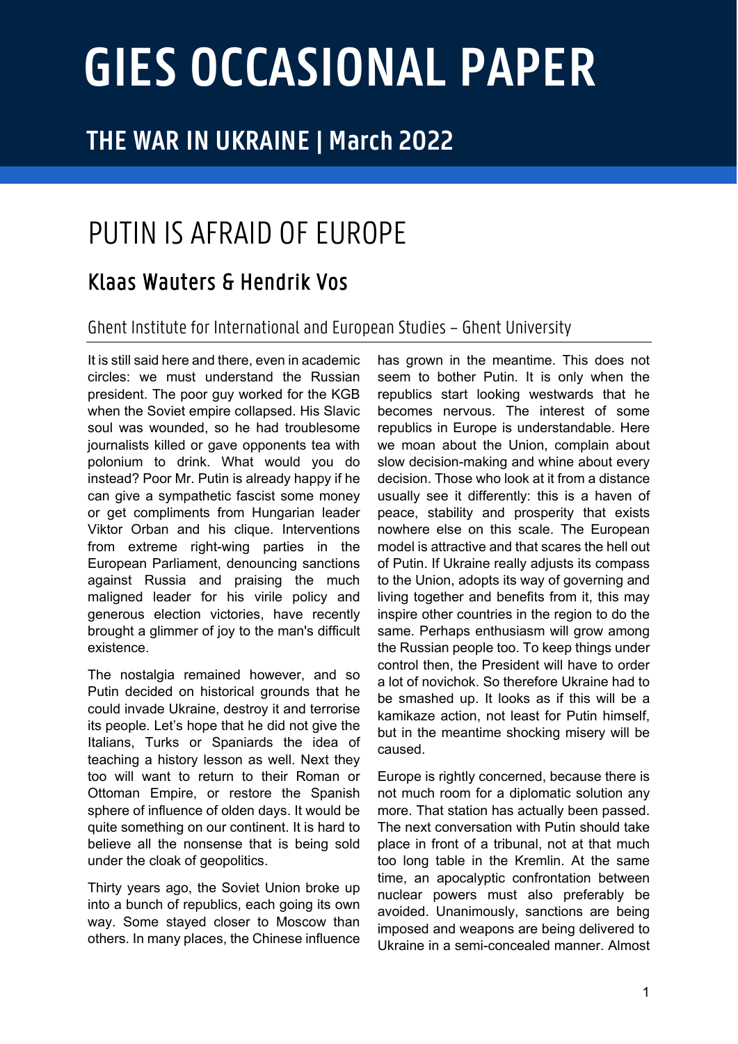# GIES OCCASIONAL PAPER

## THE WAR IN UKRAINE | March 2022

# PUTIN IS AFRAID OF EUROPE

## Klaas Wauters & Hendrik Vos

### Ghent Institute for International and European Studies – Ghent University

It is still said here and there, even in academic circles: we must understand the Russian president. The poor guy worked for the KGB when the Soviet empire collapsed. His Slavic soul was wounded, so he had troublesome journalists killed or gave opponents tea with polonium to drink. What would you do instead? Poor Mr. Putin is already happy if he can give a sympathetic fascist some money or get compliments from Hungarian leader Viktor Orban and his clique. Interventions from extreme right-wing parties in the European Parliament, denouncing sanctions against Russia and praising the much maligned leader for his virile policy and generous election victories, have recently brought a glimmer of joy to the man's difficult existence.

The nostalgia remained however, and so Putin decided on historical grounds that he could invade Ukraine, destroy it and terrorise its people. Let's hope that he did not give the Italians, Turks or Spaniards the idea of teaching a history lesson as well. Next they too will want to return to their Roman or Ottoman Empire, or restore the Spanish sphere of influence of olden days. It would be quite something on our continent. It is hard to believe all the nonsense that is being sold under the cloak of geopolitics.

Thirty years ago, the Soviet Union broke up into a bunch of republics, each going its own way. Some stayed closer to Moscow than others. In many places, the Chinese influence has grown in the meantime. This does not seem to bother Putin. It is only when the republics start looking westwards that he becomes nervous. The interest of some republics in Europe is understandable. Here we moan about the Union, complain about slow decision-making and whine about every decision. Those who look at it from a distance usually see it differently: this is a haven of peace, stability and prosperity that exists nowhere else on this scale. The European model is attractive and that scares the hell out of Putin. If Ukraine really adjusts its compass to the Union, adopts its way of governing and living together and benefits from it, this may inspire other countries in the region to do the same. Perhaps enthusiasm will grow among the Russian people too. To keep things under control then, the President will have to order a lot of novichok. So therefore Ukraine had to be smashed up. It looks as if this will be a kamikaze action, not least for Putin himself, but in the meantime shocking misery will be caused.

Europe is rightly concerned, because there is not much room for a diplomatic solution any more. That station has actually been passed. The next conversation with Putin should take place in front of a tribunal, not at that much too long table in the Kremlin. At the same time, an apocalyptic confrontation between nuclear powers must also preferably be avoided. Unanimously, sanctions are being imposed and weapons are being delivered to Ukraine in a semi-concealed manner. Almost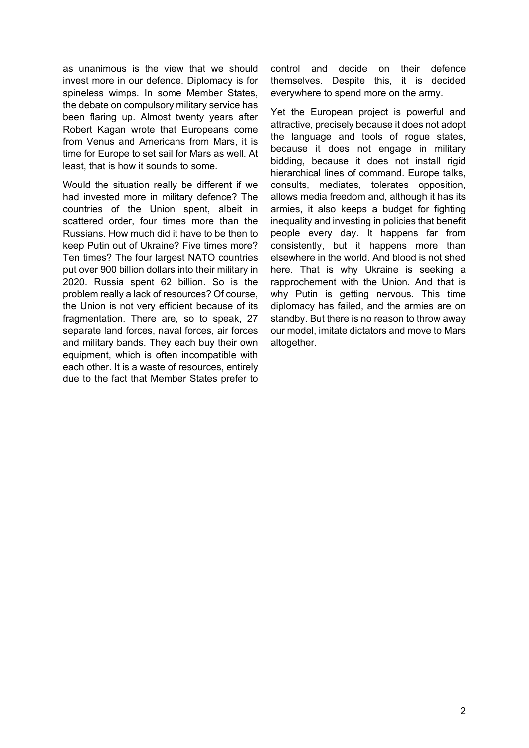as unanimous is the view that we should invest more in our defence. Diplomacy is for spineless wimps. In some Member States, the debate on compulsory military service has been flaring up. Almost twenty years after Robert Kagan wrote that Europeans come from Venus and Americans from Mars, it is time for Europe to set sail for Mars as well. At least, that is how it sounds to some.

Would the situation really be different if we had invested more in military defence? The countries of the Union spent, albeit in scattered order, four times more than the Russians. How much did it have to be then to keep Putin out of Ukraine? Five times more? Ten times? The four largest NATO countries put over 900 billion dollars into their military in 2020. Russia spent 62 billion. So is the problem really a lack of resources? Of course, the Union is not very efficient because of its fragmentation. There are, so to speak, 27 separate land forces, naval forces, air forces and military bands. They each buy their own equipment, which is often incompatible with each other. It is a waste of resources, entirely due to the fact that Member States prefer to control and decide on their defence themselves. Despite this, it is decided everywhere to spend more on the army.

Yet the European project is powerful and attractive, precisely because it does not adopt the language and tools of rogue states, because it does not engage in military bidding, because it does not install rigid hierarchical lines of command. Europe talks, consults, mediates, tolerates opposition, allows media freedom and, although it has its armies, it also keeps a budget for fighting inequality and investing in policies that benefit people every day. It happens far from consistently, but it happens more than elsewhere in the world. And blood is not shed here. That is why Ukraine is seeking a rapprochement with the Union. And that is why Putin is getting nervous. This time diplomacy has failed, and the armies are on standby. But there is no reason to throw away our model, imitate dictators and move to Mars altogether.